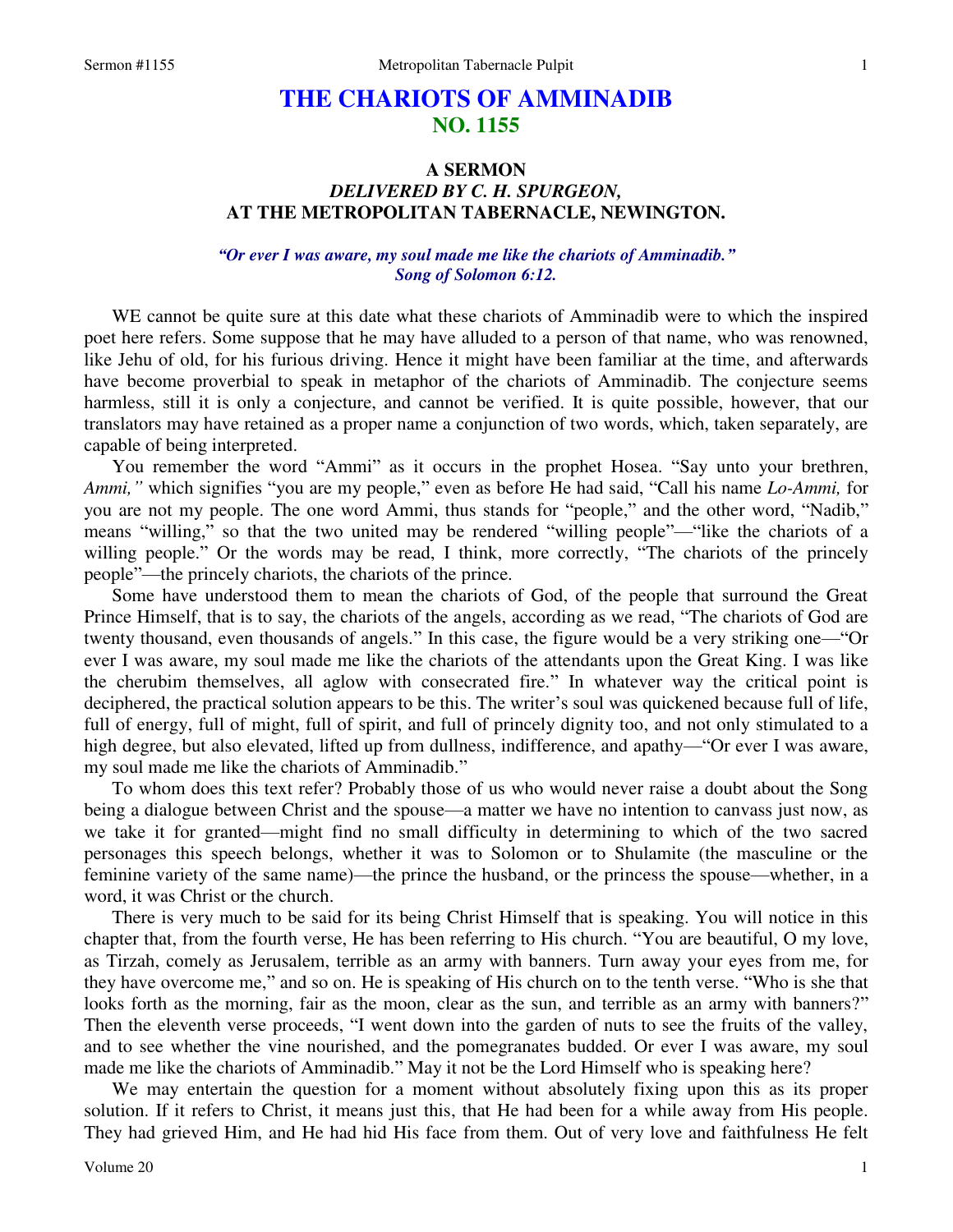# THE CHARIOTS OF AMMINADIB
## NO. 1155

### A SERMON
### *DELIVERED BY C. H. SPURGEON,*
### AT THE METROPOLITAN TABERNACLE, NEWINGTON.

*"Or ever I was aware, my soul made me like the chariots of Amminadib." Song of Solomon 6:12.*

WE cannot be quite sure at this date what these chariots of Amminadib were to which the inspired poet here refers. Some suppose that he may have alluded to a person of that name, who was renowned, like Jehu of old, for his furious driving. Hence it might have been familiar at the time, and afterwards have become proverbial to speak in metaphor of the chariots of Amminadib. The conjecture seems harmless, still it is only a conjecture, and cannot be verified. It is quite possible, however, that our translators may have retained as a proper name a conjunction of two words, which, taken separately, are capable of being interpreted.

You remember the word "Ammi" as it occurs in the prophet Hosea. "Say unto your brethren, *Ammi,"* which signifies "you are my people," even as before He had said, "Call his name *Lo-Ammi,* for you are not my people. The one word Ammi, thus stands for "people," and the other word, "Nadib," means "willing," so that the two united may be rendered "willing people"—"like the chariots of a willing people." Or the words may be read, I think, more correctly, "The chariots of the princely people"—the princely chariots, the chariots of the prince.

Some have understood them to mean the chariots of God, of the people that surround the Great Prince Himself, that is to say, the chariots of the angels, according as we read, "The chariots of God are twenty thousand, even thousands of angels." In this case, the figure would be a very striking one—"Or ever I was aware, my soul made me like the chariots of the attendants upon the Great King. I was like the cherubim themselves, all aglow with consecrated fire." In whatever way the critical point is deciphered, the practical solution appears to be this. The writer's soul was quickened because full of life, full of energy, full of might, full of spirit, and full of princely dignity too, and not only stimulated to a high degree, but also elevated, lifted up from dullness, indifference, and apathy—"Or ever I was aware, my soul made me like the chariots of Amminadib."

To whom does this text refer? Probably those of us who would never raise a doubt about the Song being a dialogue between Christ and the spouse—a matter we have no intention to canvass just now, as we take it for granted—might find no small difficulty in determining to which of the two sacred personages this speech belongs, whether it was to Solomon or to Shulamite (the masculine or the feminine variety of the same name)—the prince the husband, or the princess the spouse—whether, in a word, it was Christ or the church.

There is very much to be said for its being Christ Himself that is speaking. You will notice in this chapter that, from the fourth verse, He has been referring to His church. "You are beautiful, O my love, as Tirzah, comely as Jerusalem, terrible as an army with banners. Turn away your eyes from me, for they have overcome me," and so on. He is speaking of His church on to the tenth verse. "Who is she that looks forth as the morning, fair as the moon, clear as the sun, and terrible as an army with banners?" Then the eleventh verse proceeds, "I went down into the garden of nuts to see the fruits of the valley, and to see whether the vine nourished, and the pomegranates budded. Or ever I was aware, my soul made me like the chariots of Amminadib." May it not be the Lord Himself who is speaking here?

We may entertain the question for a moment without absolutely fixing upon this as its proper solution. If it refers to Christ, it means just this, that He had been for a while away from His people. They had grieved Him, and He had hid His face from them. Out of very love and faithfulness He felt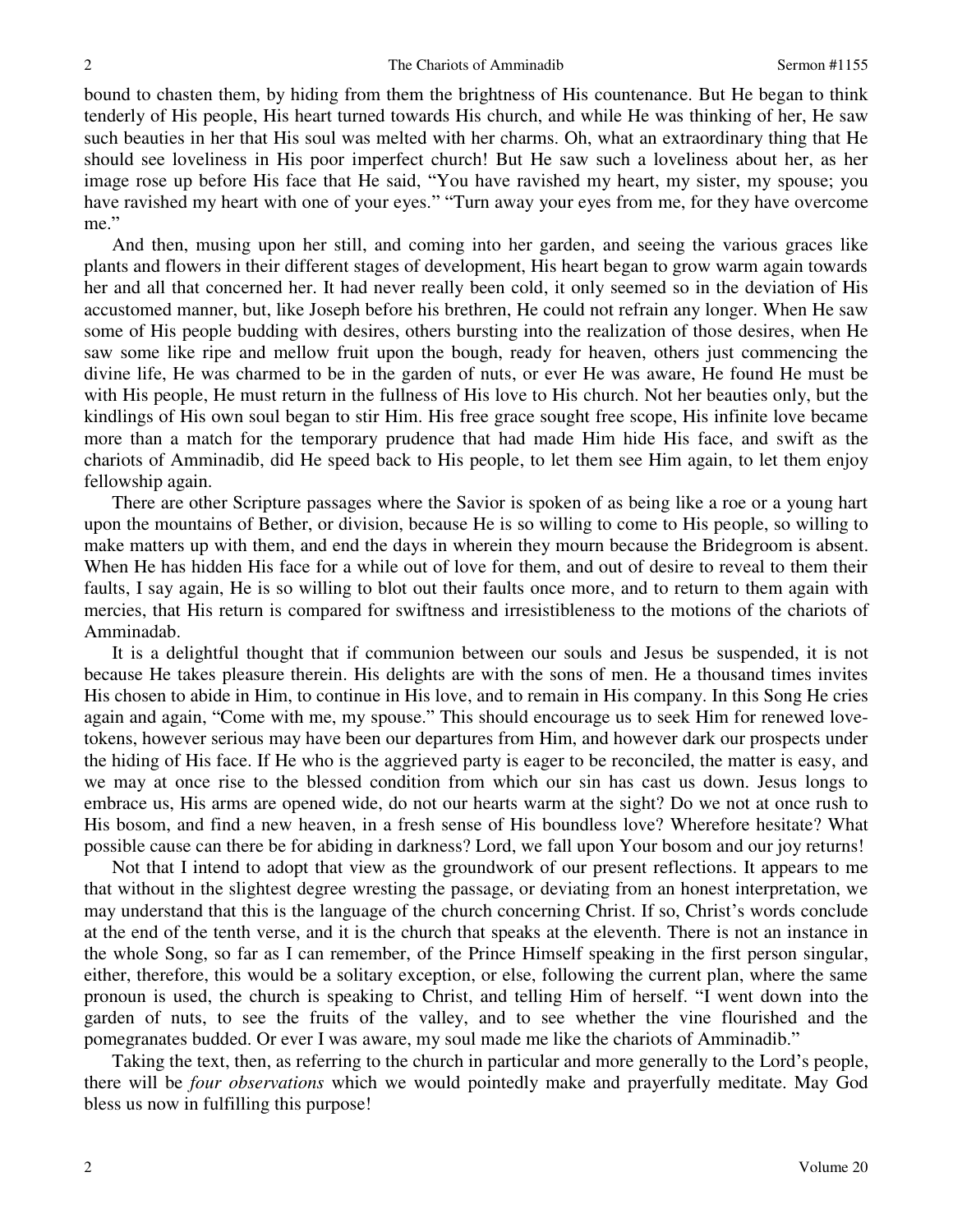bound to chasten them, by hiding from them the brightness of His countenance. But He began to think tenderly of His people, His heart turned towards His church, and while He was thinking of her, He saw such beauties in her that His soul was melted with her charms. Oh, what an extraordinary thing that He should see loveliness in His poor imperfect church! But He saw such a loveliness about her, as her image rose up before His face that He said, "You have ravished my heart, my sister, my spouse; you have ravished my heart with one of your eyes." "Turn away your eyes from me, for they have overcome me."

And then, musing upon her still, and coming into her garden, and seeing the various graces like plants and flowers in their different stages of development, His heart began to grow warm again towards her and all that concerned her. It had never really been cold, it only seemed so in the deviation of His accustomed manner, but, like Joseph before his brethren, He could not refrain any longer. When He saw some of His people budding with desires, others bursting into the realization of those desires, when He saw some like ripe and mellow fruit upon the bough, ready for heaven, others just commencing the divine life, He was charmed to be in the garden of nuts, or ever He was aware, He found He must be with His people, He must return in the fullness of His love to His church. Not her beauties only, but the kindlings of His own soul began to stir Him. His free grace sought free scope, His infinite love became more than a match for the temporary prudence that had made Him hide His face, and swift as the chariots of Amminadib, did He speed back to His people, to let them see Him again, to let them enjoy fellowship again.

There are other Scripture passages where the Savior is spoken of as being like a roe or a young hart upon the mountains of Bether, or division, because He is so willing to come to His people, so willing to make matters up with them, and end the days in wherein they mourn because the Bridegroom is absent. When He has hidden His face for a while out of love for them, and out of desire to reveal to them their faults, I say again, He is so willing to blot out their faults once more, and to return to them again with mercies, that His return is compared for swiftness and irresistibleness to the motions of the chariots of Amminadab.

It is a delightful thought that if communion between our souls and Jesus be suspended, it is not because He takes pleasure therein. His delights are with the sons of men. He a thousand times invites His chosen to abide in Him, to continue in His love, and to remain in His company. In this Song He cries again and again, "Come with me, my spouse." This should encourage us to seek Him for renewed love-tokens, however serious may have been our departures from Him, and however dark our prospects under the hiding of His face. If He who is the aggrieved party is eager to be reconciled, the matter is easy, and we may at once rise to the blessed condition from which our sin has cast us down. Jesus longs to embrace us, His arms are opened wide, do not our hearts warm at the sight? Do we not at once rush to His bosom, and find a new heaven, in a fresh sense of His boundless love? Wherefore hesitate? What possible cause can there be for abiding in darkness? Lord, we fall upon Your bosom and our joy returns!

Not that I intend to adopt that view as the groundwork of our present reflections. It appears to me that without in the slightest degree wresting the passage, or deviating from an honest interpretation, we may understand that this is the language of the church concerning Christ. If so, Christ's words conclude at the end of the tenth verse, and it is the church that speaks at the eleventh. There is not an instance in the whole Song, so far as I can remember, of the Prince Himself speaking in the first person singular, either, therefore, this would be a solitary exception, or else, following the current plan, where the same pronoun is used, the church is speaking to Christ, and telling Him of herself. "I went down into the garden of nuts, to see the fruits of the valley, and to see whether the vine flourished and the pomegranates budded. Or ever I was aware, my soul made me like the chariots of Amminadib."

Taking the text, then, as referring to the church in particular and more generally to the Lord's people, there will be *four observations* which we would pointedly make and prayerfully meditate. May God bless us now in fulfilling this purpose!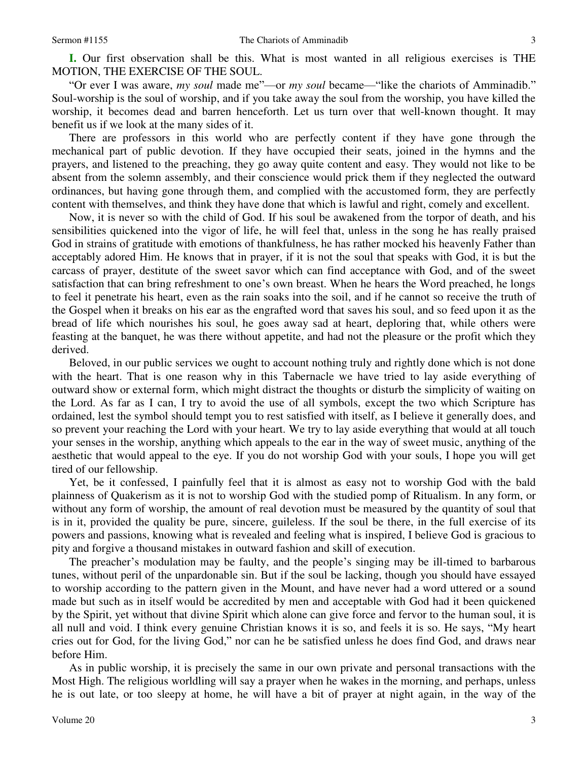**I.** Our first observation shall be this. What is most wanted in all religious exercises is THE MOTION, THE EXERCISE OF THE SOUL.

"Or ever I was aware, *my soul* made me"—or *my soul* became—"like the chariots of Amminadib." Soul-worship is the soul of worship, and if you take away the soul from the worship, you have killed the worship, it becomes dead and barren henceforth. Let us turn over that well-known thought. It may benefit us if we look at the many sides of it.

There are professors in this world who are perfectly content if they have gone through the mechanical part of public devotion. If they have occupied their seats, joined in the hymns and the prayers, and listened to the preaching, they go away quite content and easy. They would not like to be absent from the solemn assembly, and their conscience would prick them if they neglected the outward ordinances, but having gone through them, and complied with the accustomed form, they are perfectly content with themselves, and think they have done that which is lawful and right, comely and excellent.

Now, it is never so with the child of God. If his soul be awakened from the torpor of death, and his sensibilities quickened into the vigor of life, he will feel that, unless in the song he has really praised God in strains of gratitude with emotions of thankfulness, he has rather mocked his heavenly Father than acceptably adored Him. He knows that in prayer, if it is not the soul that speaks with God, it is but the carcass of prayer, destitute of the sweet savor which can find acceptance with God, and of the sweet satisfaction that can bring refreshment to one's own breast. When he hears the Word preached, he longs to feel it penetrate his heart, even as the rain soaks into the soil, and if he cannot so receive the truth of the Gospel when it breaks on his ear as the engrafted word that saves his soul, and so feed upon it as the bread of life which nourishes his soul, he goes away sad at heart, deploring that, while others were feasting at the banquet, he was there without appetite, and had not the pleasure or the profit which they derived.

Beloved, in our public services we ought to account nothing truly and rightly done which is not done with the heart. That is one reason why in this Tabernacle we have tried to lay aside everything of outward show or external form, which might distract the thoughts or disturb the simplicity of waiting on the Lord. As far as I can, I try to avoid the use of all symbols, except the two which Scripture has ordained, lest the symbol should tempt you to rest satisfied with itself, as I believe it generally does, and so prevent your reaching the Lord with your heart. We try to lay aside everything that would at all touch your senses in the worship, anything which appeals to the ear in the way of sweet music, anything of the aesthetic that would appeal to the eye. If you do not worship God with your souls, I hope you will get tired of our fellowship.

Yet, be it confessed, I painfully feel that it is almost as easy not to worship God with the bald plainness of Quakerism as it is not to worship God with the studied pomp of Ritualism. In any form, or without any form of worship, the amount of real devotion must be measured by the quantity of soul that is in it, provided the quality be pure, sincere, guileless. If the soul be there, in the full exercise of its powers and passions, knowing what is revealed and feeling what is inspired, I believe God is gracious to pity and forgive a thousand mistakes in outward fashion and skill of execution.

The preacher's modulation may be faulty, and the people's singing may be ill-timed to barbarous tunes, without peril of the unpardonable sin. But if the soul be lacking, though you should have essayed to worship according to the pattern given in the Mount, and have never had a word uttered or a sound made but such as in itself would be accredited by men and acceptable with God had it been quickened by the Spirit, yet without that divine Spirit which alone can give force and fervor to the human soul, it is all null and void. I think every genuine Christian knows it is so, and feels it is so. He says, "My heart cries out for God, for the living God," nor can he be satisfied unless he does find God, and draws near before Him.

As in public worship, it is precisely the same in our own private and personal transactions with the Most High. The religious worldling will say a prayer when he wakes in the morning, and perhaps, unless he is out late, or too sleepy at home, he will have a bit of prayer at night again, in the way of the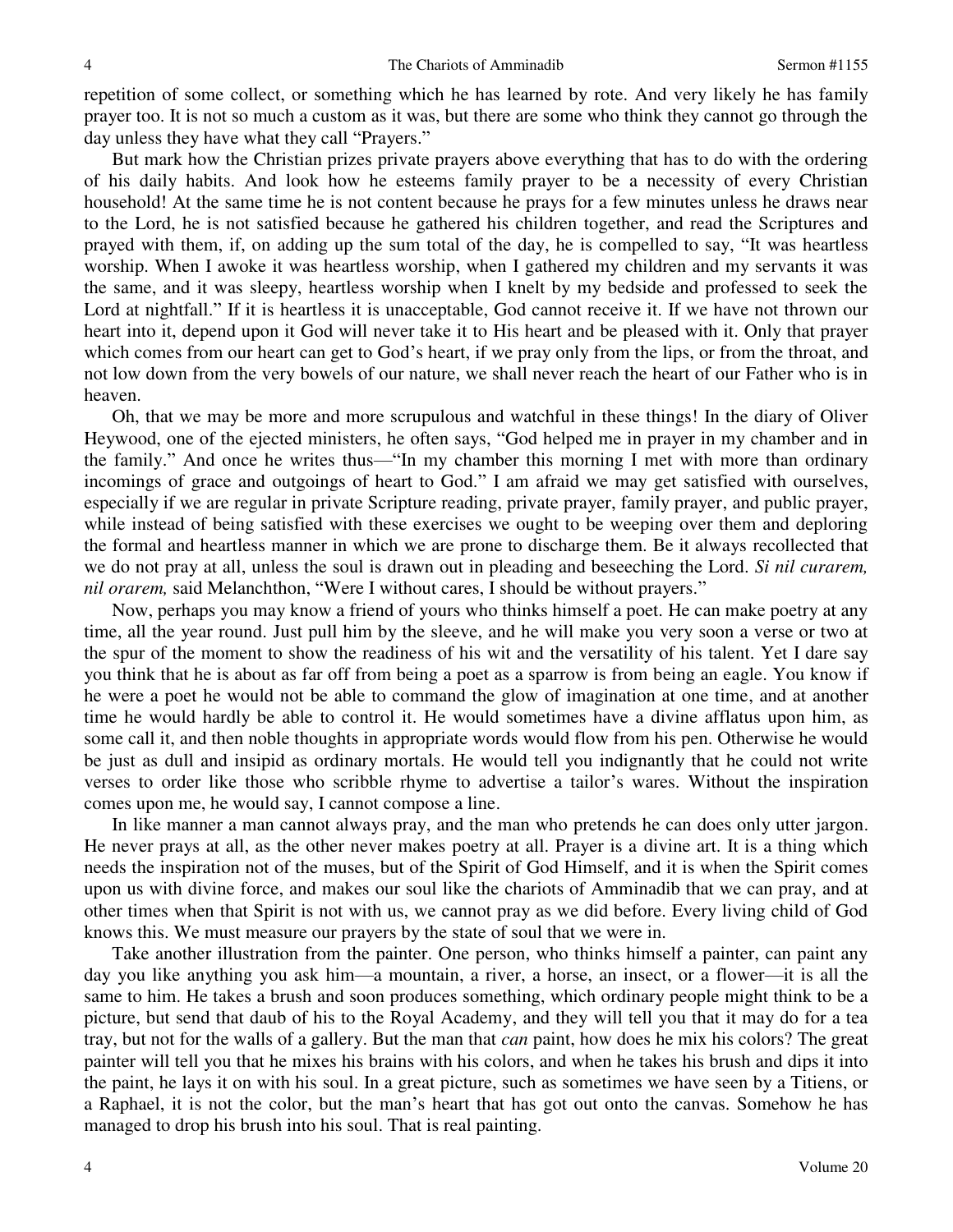repetition of some collect, or something which he has learned by rote. And very likely he has family prayer too. It is not so much a custom as it was, but there are some who think they cannot go through the day unless they have what they call "Prayers."

But mark how the Christian prizes private prayers above everything that has to do with the ordering of his daily habits. And look how he esteems family prayer to be a necessity of every Christian household! At the same time he is not content because he prays for a few minutes unless he draws near to the Lord, he is not satisfied because he gathered his children together, and read the Scriptures and prayed with them, if, on adding up the sum total of the day, he is compelled to say, "It was heartless worship. When I awoke it was heartless worship, when I gathered my children and my servants it was the same, and it was sleepy, heartless worship when I knelt by my bedside and professed to seek the Lord at nightfall." If it is heartless it is unacceptable, God cannot receive it. If we have not thrown our heart into it, depend upon it God will never take it to His heart and be pleased with it. Only that prayer which comes from our heart can get to God's heart, if we pray only from the lips, or from the throat, and not low down from the very bowels of our nature, we shall never reach the heart of our Father who is in heaven.

Oh, that we may be more and more scrupulous and watchful in these things! In the diary of Oliver Heywood, one of the ejected ministers, he often says, "God helped me in prayer in my chamber and in the family." And once he writes thus—"In my chamber this morning I met with more than ordinary incomings of grace and outgoings of heart to God." I am afraid we may get satisfied with ourselves, especially if we are regular in private Scripture reading, private prayer, family prayer, and public prayer, while instead of being satisfied with these exercises we ought to be weeping over them and deploring the formal and heartless manner in which we are prone to discharge them. Be it always recollected that we do not pray at all, unless the soul is drawn out in pleading and beseeching the Lord. *Si nil curarem, nil orarem,* said Melanchthon, "Were I without cares, I should be without prayers."

Now, perhaps you may know a friend of yours who thinks himself a poet. He can make poetry at any time, all the year round. Just pull him by the sleeve, and he will make you very soon a verse or two at the spur of the moment to show the readiness of his wit and the versatility of his talent. Yet I dare say you think that he is about as far off from being a poet as a sparrow is from being an eagle. You know if he were a poet he would not be able to command the glow of imagination at one time, and at another time he would hardly be able to control it. He would sometimes have a divine afflatus upon him, as some call it, and then noble thoughts in appropriate words would flow from his pen. Otherwise he would be just as dull and insipid as ordinary mortals. He would tell you indignantly that he could not write verses to order like those who scribble rhyme to advertise a tailor's wares. Without the inspiration comes upon me, he would say, I cannot compose a line.

In like manner a man cannot always pray, and the man who pretends he can does only utter jargon. He never prays at all, as the other never makes poetry at all. Prayer is a divine art. It is a thing which needs the inspiration not of the muses, but of the Spirit of God Himself, and it is when the Spirit comes upon us with divine force, and makes our soul like the chariots of Amminadib that we can pray, and at other times when that Spirit is not with us, we cannot pray as we did before. Every living child of God knows this. We must measure our prayers by the state of soul that we were in.

Take another illustration from the painter. One person, who thinks himself a painter, can paint any day you like anything you ask him—a mountain, a river, a horse, an insect, or a flower—it is all the same to him. He takes a brush and soon produces something, which ordinary people might think to be a picture, but send that daub of his to the Royal Academy, and they will tell you that it may do for a tea tray, but not for the walls of a gallery. But the man that *can* paint, how does he mix his colors? The great painter will tell you that he mixes his brains with his colors, and when he takes his brush and dips it into the paint, he lays it on with his soul. In a great picture, such as sometimes we have seen by a Titiens, or a Raphael, it is not the color, but the man's heart that has got out onto the canvas. Somehow he has managed to drop his brush into his soul. That is real painting.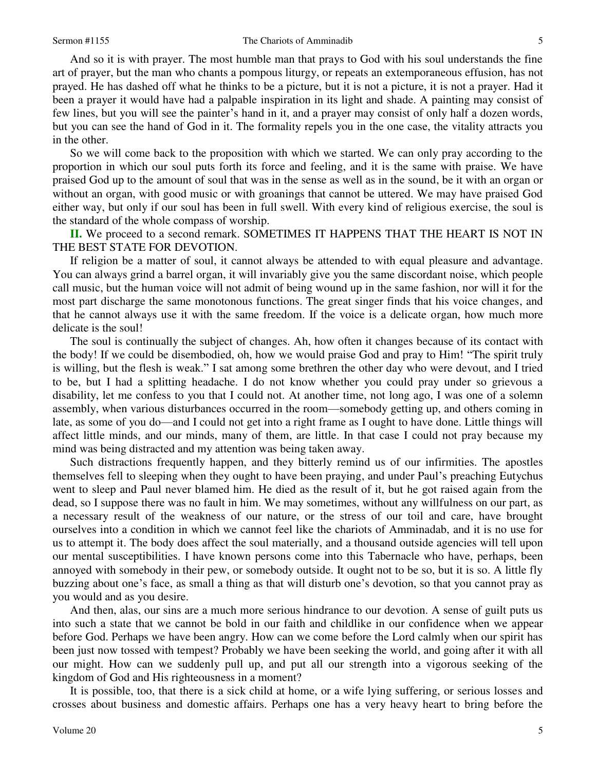And so it is with prayer. The most humble man that prays to God with his soul understands the fine art of prayer, but the man who chants a pompous liturgy, or repeats an extemporaneous effusion, has not prayed. He has dashed off what he thinks to be a picture, but it is not a picture, it is not a prayer. Had it been a prayer it would have had a palpable inspiration in its light and shade. A painting may consist of few lines, but you will see the painter's hand in it, and a prayer may consist of only half a dozen words, but you can see the hand of God in it. The formality repels you in the one case, the vitality attracts you in the other.

So we will come back to the proposition with which we started. We can only pray according to the proportion in which our soul puts forth its force and feeling, and it is the same with praise. We have praised God up to the amount of soul that was in the sense as well as in the sound, be it with an organ or without an organ, with good music or with groanings that cannot be uttered. We may have praised God either way, but only if our soul has been in full swell. With every kind of religious exercise, the soul is the standard of the whole compass of worship.

**II.** We proceed to a second remark. SOMETIMES IT HAPPENS THAT THE HEART IS NOT IN THE BEST STATE FOR DEVOTION.

If religion be a matter of soul, it cannot always be attended to with equal pleasure and advantage. You can always grind a barrel organ, it will invariably give you the same discordant noise, which people call music, but the human voice will not admit of being wound up in the same fashion, nor will it for the most part discharge the same monotonous functions. The great singer finds that his voice changes, and that he cannot always use it with the same freedom. If the voice is a delicate organ, how much more delicate is the soul!

The soul is continually the subject of changes. Ah, how often it changes because of its contact with the body! If we could be disembodied, oh, how we would praise God and pray to Him! "The spirit truly is willing, but the flesh is weak." I sat among some brethren the other day who were devout, and I tried to be, but I had a splitting headache. I do not know whether you could pray under so grievous a disability, let me confess to you that I could not. At another time, not long ago, I was one of a solemn assembly, when various disturbances occurred in the room—somebody getting up, and others coming in late, as some of you do—and I could not get into a right frame as I ought to have done. Little things will affect little minds, and our minds, many of them, are little. In that case I could not pray because my mind was being distracted and my attention was being taken away.

Such distractions frequently happen, and they bitterly remind us of our infirmities. The apostles themselves fell to sleeping when they ought to have been praying, and under Paul's preaching Eutychus went to sleep and Paul never blamed him. He died as the result of it, but he got raised again from the dead, so I suppose there was no fault in him. We may sometimes, without any willfulness on our part, as a necessary result of the weakness of our nature, or the stress of our toil and care, have brought ourselves into a condition in which we cannot feel like the chariots of Amminadab, and it is no use for us to attempt it. The body does affect the soul materially, and a thousand outside agencies will tell upon our mental susceptibilities. I have known persons come into this Tabernacle who have, perhaps, been annoyed with somebody in their pew, or somebody outside. It ought not to be so, but it is so. A little fly buzzing about one's face, as small a thing as that will disturb one's devotion, so that you cannot pray as you would and as you desire.

And then, alas, our sins are a much more serious hindrance to our devotion. A sense of guilt puts us into such a state that we cannot be bold in our faith and childlike in our confidence when we appear before God. Perhaps we have been angry. How can we come before the Lord calmly when our spirit has been just now tossed with tempest? Probably we have been seeking the world, and going after it with all our might. How can we suddenly pull up, and put all our strength into a vigorous seeking of the kingdom of God and His righteousness in a moment?

It is possible, too, that there is a sick child at home, or a wife lying suffering, or serious losses and crosses about business and domestic affairs. Perhaps one has a very heavy heart to bring before the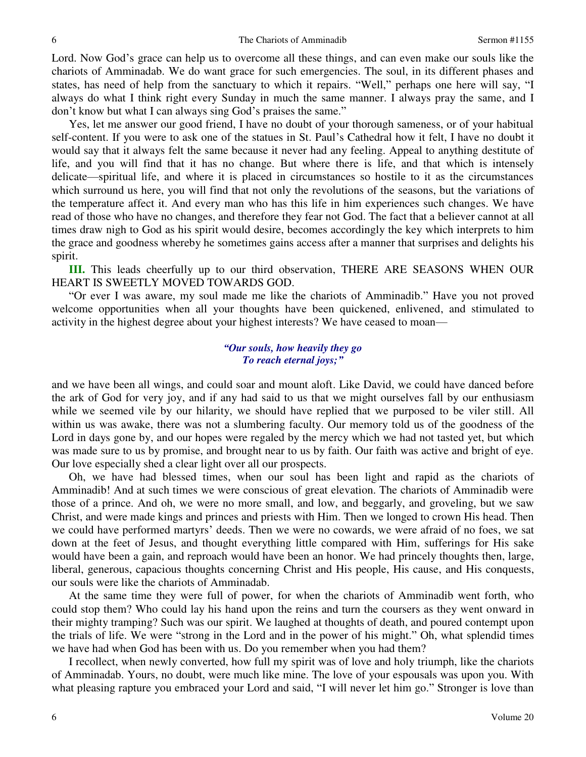Lord. Now God's grace can help us to overcome all these things, and can even make our souls like the chariots of Amminadab. We do want grace for such emergencies. The soul, in its different phases and states, has need of help from the sanctuary to which it repairs. "Well," perhaps one here will say, "I always do what I think right every Sunday in much the same manner. I always pray the same, and I don't know but what I can always sing God's praises the same."

Yes, let me answer our good friend, I have no doubt of your thorough sameness, or of your habitual self-content. If you were to ask one of the statues in St. Paul's Cathedral how it felt, I have no doubt it would say that it always felt the same because it never had any feeling. Appeal to anything destitute of life, and you will find that it has no change. But where there is life, and that which is intensely delicate—spiritual life, and where it is placed in circumstances so hostile to it as the circumstances which surround us here, you will find that not only the revolutions of the seasons, but the variations of the temperature affect it. And every man who has this life in him experiences such changes. We have read of those who have no changes, and therefore they fear not God. The fact that a believer cannot at all times draw nigh to God as his spirit would desire, becomes accordingly the key which interprets to him the grace and goodness whereby he sometimes gains access after a manner that surprises and delights his spirit.

**III.** This leads cheerfully up to our third observation, THERE ARE SEASONS WHEN OUR HEART IS SWEETLY MOVED TOWARDS GOD.

"Or ever I was aware, my soul made me like the chariots of Amminadib." Have you not proved welcome opportunities when all your thoughts have been quickened, enlivened, and stimulated to activity in the highest degree about your highest interests? We have ceased to moan—

*"Our souls, how heavily they go*
*To reach eternal joys;"*

and we have been all wings, and could soar and mount aloft. Like David, we could have danced before the ark of God for very joy, and if any had said to us that we might ourselves fall by our enthusiasm while we seemed vile by our hilarity, we should have replied that we purposed to be viler still. All within us was awake, there was not a slumbering faculty. Our memory told us of the goodness of the Lord in days gone by, and our hopes were regaled by the mercy which we had not tasted yet, but which was made sure to us by promise, and brought near to us by faith. Our faith was active and bright of eye. Our love especially shed a clear light over all our prospects.

Oh, we have had blessed times, when our soul has been light and rapid as the chariots of Amminadib! And at such times we were conscious of great elevation. The chariots of Amminadib were those of a prince. And oh, we were no more small, and low, and beggarly, and groveling, but we saw Christ, and were made kings and princes and priests with Him. Then we longed to crown His head. Then we could have performed martyrs' deeds. Then we were no cowards, we were afraid of no foes, we sat down at the feet of Jesus, and thought everything little compared with Him, sufferings for His sake would have been a gain, and reproach would have been an honor. We had princely thoughts then, large, liberal, generous, capacious thoughts concerning Christ and His people, His cause, and His conquests, our souls were like the chariots of Amminadab.

At the same time they were full of power, for when the chariots of Amminadib went forth, who could stop them? Who could lay his hand upon the reins and turn the coursers as they went onward in their mighty tramping? Such was our spirit. We laughed at thoughts of death, and poured contempt upon the trials of life. We were "strong in the Lord and in the power of his might." Oh, what splendid times we have had when God has been with us. Do you remember when you had them?

I recollect, when newly converted, how full my spirit was of love and holy triumph, like the chariots of Amminadab. Yours, no doubt, were much like mine. The love of your espousals was upon you. With what pleasing rapture you embraced your Lord and said, "I will never let him go." Stronger is love than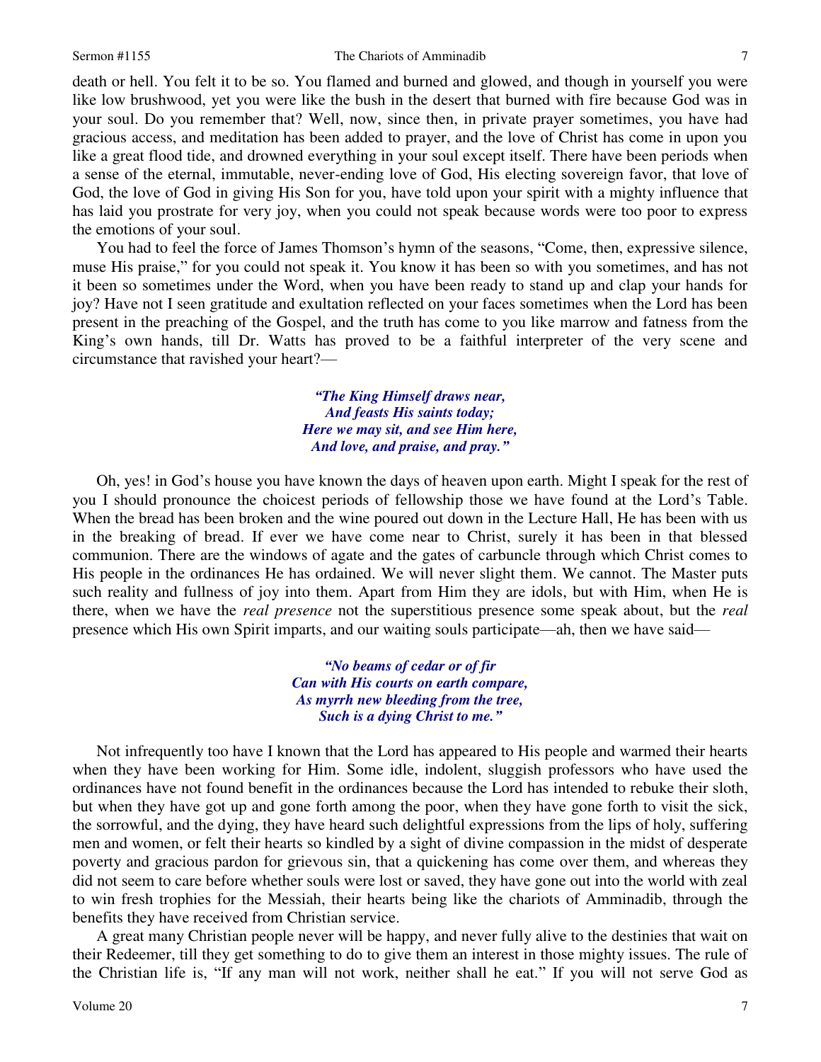death or hell. You felt it to be so. You flamed and burned and glowed, and though in yourself you were like low brushwood, yet you were like the bush in the desert that burned with fire because God was in your soul. Do you remember that? Well, now, since then, in private prayer sometimes, you have had gracious access, and meditation has been added to prayer, and the love of Christ has come in upon you like a great flood tide, and drowned everything in your soul except itself. There have been periods when a sense of the eternal, immutable, never-ending love of God, His electing sovereign favor, that love of God, the love of God in giving His Son for you, have told upon your spirit with a mighty influence that has laid you prostrate for very joy, when you could not speak because words were too poor to express the emotions of your soul.

You had to feel the force of James Thomson's hymn of the seasons, "Come, then, expressive silence, muse His praise," for you could not speak it. You know it has been so with you sometimes, and has not it been so sometimes under the Word, when you have been ready to stand up and clap your hands for joy? Have not I seen gratitude and exultation reflected on your faces sometimes when the Lord has been present in the preaching of the Gospel, and the truth has come to you like marrow and fatness from the King's own hands, till Dr. Watts has proved to be a faithful interpreter of the very scene and circumstance that ravished your heart?—

*"The King Himself draws near,*
*And feasts His saints today;*
*Here we may sit, and see Him here,*
*And love, and praise, and pray."*

Oh, yes! in God's house you have known the days of heaven upon earth. Might I speak for the rest of you I should pronounce the choicest periods of fellowship those we have found at the Lord's Table. When the bread has been broken and the wine poured out down in the Lecture Hall, He has been with us in the breaking of bread. If ever we have come near to Christ, surely it has been in that blessed communion. There are the windows of agate and the gates of carbuncle through which Christ comes to His people in the ordinances He has ordained. We will never slight them. We cannot. The Master puts such reality and fullness of joy into them. Apart from Him they are idols, but with Him, when He is there, when we have the *real presence* not the superstitious presence some speak about, but the *real* presence which His own Spirit imparts, and our waiting souls participate—ah, then we have said—

*"No beams of cedar or of fir*
*Can with His courts on earth compare,*
*As myrrh new bleeding from the tree,*
*Such is a dying Christ to me."*

Not infrequently too have I known that the Lord has appeared to His people and warmed their hearts when they have been working for Him. Some idle, indolent, sluggish professors who have used the ordinances have not found benefit in the ordinances because the Lord has intended to rebuke their sloth, but when they have got up and gone forth among the poor, when they have gone forth to visit the sick, the sorrowful, and the dying, they have heard such delightful expressions from the lips of holy, suffering men and women, or felt their hearts so kindled by a sight of divine compassion in the midst of desperate poverty and gracious pardon for grievous sin, that a quickening has come over them, and whereas they did not seem to care before whether souls were lost or saved, they have gone out into the world with zeal to win fresh trophies for the Messiah, their hearts being like the chariots of Amminadib, through the benefits they have received from Christian service.

A great many Christian people never will be happy, and never fully alive to the destinies that wait on their Redeemer, till they get something to do to give them an interest in those mighty issues. The rule of the Christian life is, "If any man will not work, neither shall he eat." If you will not serve God as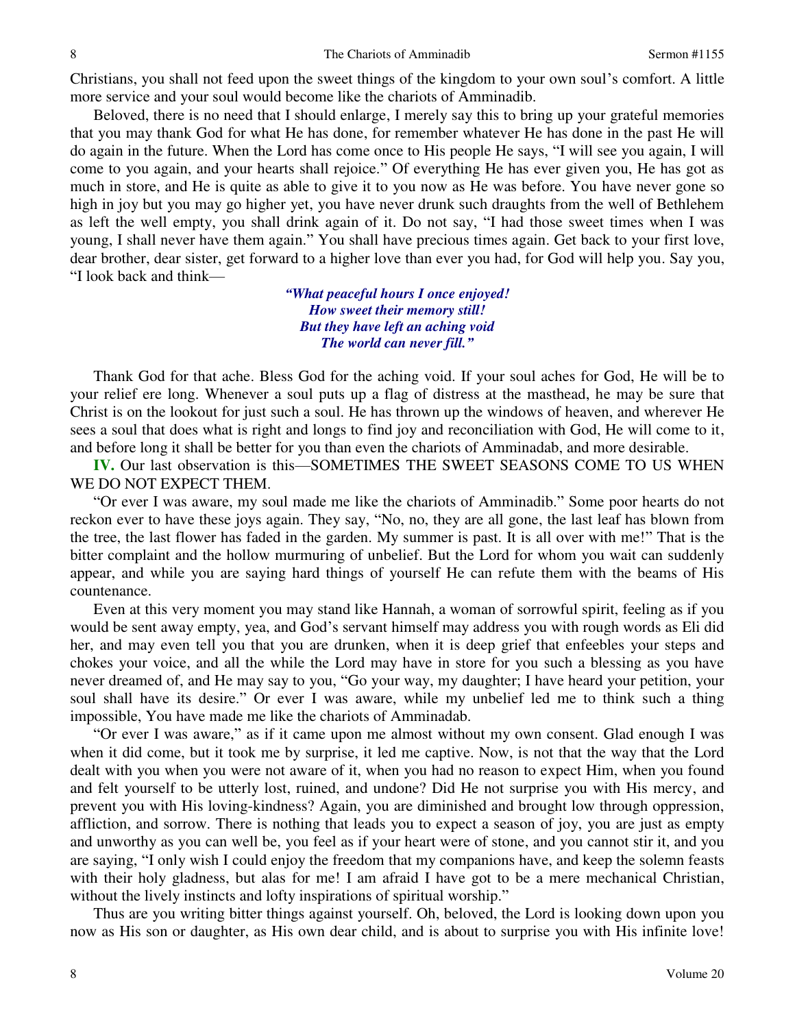Christians, you shall not feed upon the sweet things of the kingdom to your own soul's comfort. A little more service and your soul would become like the chariots of Amminadib.

Beloved, there is no need that I should enlarge, I merely say this to bring up your grateful memories that you may thank God for what He has done, for remember whatever He has done in the past He will do again in the future. When the Lord has come once to His people He says, "I will see you again, I will come to you again, and your hearts shall rejoice." Of everything He has ever given you, He has got as much in store, and He is quite as able to give it to you now as He was before. You have never gone so high in joy but you may go higher yet, you have never drunk such draughts from the well of Bethlehem as left the well empty, you shall drink again of it. Do not say, "I had those sweet times when I was young, I shall never have them again." You shall have precious times again. Get back to your first love, dear brother, dear sister, get forward to a higher love than ever you had, for God will help you. Say you, "I look back and think—

> ***"What peaceful hours I once enjoyed!***
> ***How sweet their memory still!***
> ***But they have left an aching void***
> ***The world can never fill."***

Thank God for that ache. Bless God for the aching void. If your soul aches for God, He will be to your relief ere long. Whenever a soul puts up a flag of distress at the masthead, he may be sure that Christ is on the lookout for just such a soul. He has thrown up the windows of heaven, and wherever He sees a soul that does what is right and longs to find joy and reconciliation with God, He will come to it, and before long it shall be better for you than even the chariots of Amminadab, and more desirable.

**IV.** Our last observation is this—SOMETIMES THE SWEET SEASONS COME TO US WHEN WE DO NOT EXPECT THEM.

"Or ever I was aware, my soul made me like the chariots of Amminadib." Some poor hearts do not reckon ever to have these joys again. They say, "No, no, they are all gone, the last leaf has blown from the tree, the last flower has faded in the garden. My summer is past. It is all over with me!" That is the bitter complaint and the hollow murmuring of unbelief. But the Lord for whom you wait can suddenly appear, and while you are saying hard things of yourself He can refute them with the beams of His countenance.

Even at this very moment you may stand like Hannah, a woman of sorrowful spirit, feeling as if you would be sent away empty, yea, and God's servant himself may address you with rough words as Eli did her, and may even tell you that you are drunken, when it is deep grief that enfeebles your steps and chokes your voice, and all the while the Lord may have in store for you such a blessing as you have never dreamed of, and He may say to you, "Go your way, my daughter; I have heard your petition, your soul shall have its desire." Or ever I was aware, while my unbelief led me to think such a thing impossible, You have made me like the chariots of Amminadab.

"Or ever I was aware," as if it came upon me almost without my own consent. Glad enough I was when it did come, but it took me by surprise, it led me captive. Now, is not that the way that the Lord dealt with you when you were not aware of it, when you had no reason to expect Him, when you found and felt yourself to be utterly lost, ruined, and undone? Did He not surprise you with His mercy, and prevent you with His loving-kindness? Again, you are diminished and brought low through oppression, affliction, and sorrow. There is nothing that leads you to expect a season of joy, you are just as empty and unworthy as you can well be, you feel as if your heart were of stone, and you cannot stir it, and you are saying, "I only wish I could enjoy the freedom that my companions have, and keep the solemn feasts with their holy gladness, but alas for me! I am afraid I have got to be a mere mechanical Christian, without the lively instincts and lofty inspirations of spiritual worship."

Thus are you writing bitter things against yourself. Oh, beloved, the Lord is looking down upon you now as His son or daughter, as His own dear child, and is about to surprise you with His infinite love!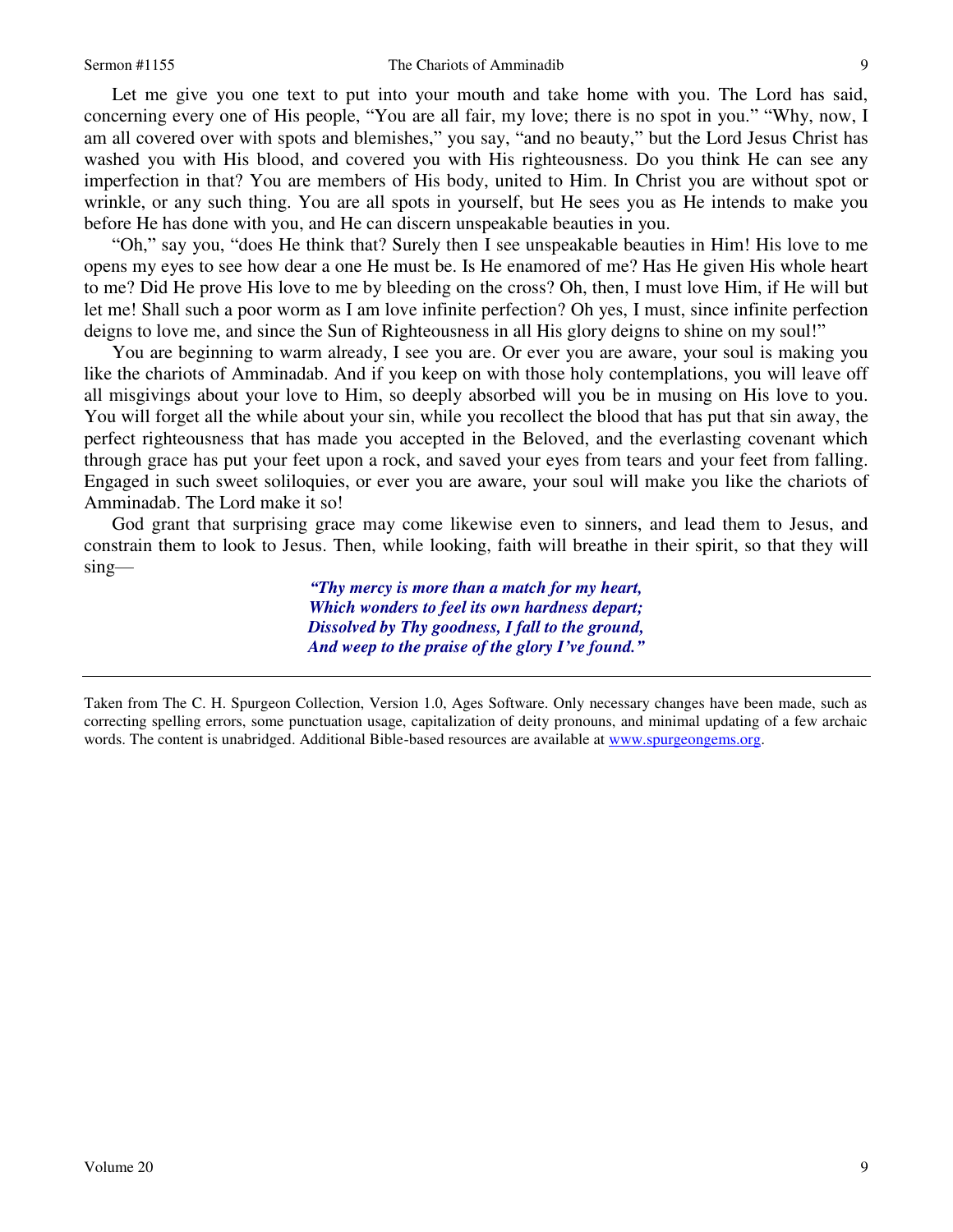Let me give you one text to put into your mouth and take home with you. The Lord has said, concerning every one of His people, "You are all fair, my love; there is no spot in you." "Why, now, I am all covered over with spots and blemishes," you say, "and no beauty," but the Lord Jesus Christ has washed you with His blood, and covered you with His righteousness. Do you think He can see any imperfection in that? You are members of His body, united to Him. In Christ you are without spot or wrinkle, or any such thing. You are all spots in yourself, but He sees you as He intends to make you before He has done with you, and He can discern unspeakable beauties in you.

"Oh," say you, "does He think that? Surely then I see unspeakable beauties in Him! His love to me opens my eyes to see how dear a one He must be. Is He enamored of me? Has He given His whole heart to me? Did He prove His love to me by bleeding on the cross? Oh, then, I must love Him, if He will but let me! Shall such a poor worm as I am love infinite perfection? Oh yes, I must, since infinite perfection deigns to love me, and since the Sun of Righteousness in all His glory deigns to shine on my soul!"

You are beginning to warm already, I see you are. Or ever you are aware, your soul is making you like the chariots of Amminadab. And if you keep on with those holy contemplations, you will leave off all misgivings about your love to Him, so deeply absorbed will you be in musing on His love to you. You will forget all the while about your sin, while you recollect the blood that has put that sin away, the perfect righteousness that has made you accepted in the Beloved, and the everlasting covenant which through grace has put your feet upon a rock, and saved your eyes from tears and your feet from falling. Engaged in such sweet soliloquies, or ever you are aware, your soul will make you like the chariots of Amminadab. The Lord make it so!

God grant that surprising grace may come likewise even to sinners, and lead them to Jesus, and constrain them to look to Jesus. Then, while looking, faith will breathe in their spirit, so that they will sing—

> ***"Thy mercy is more than a match for my heart,***
> ***Which wonders to feel its own hardness depart;***
> ***Dissolved by Thy goodness, I fall to the ground,***
> ***And weep to the praise of the glory I've found."***

---

Taken from The C. H. Spurgeon Collection, Version 1.0, Ages Software. Only necessary changes have been made, such as correcting spelling errors, some punctuation usage, capitalization of deity pronouns, and minimal updating of a few archaic words. The content is unabridged. Additional Bible-based resources are available at www.spurgeongems.org.